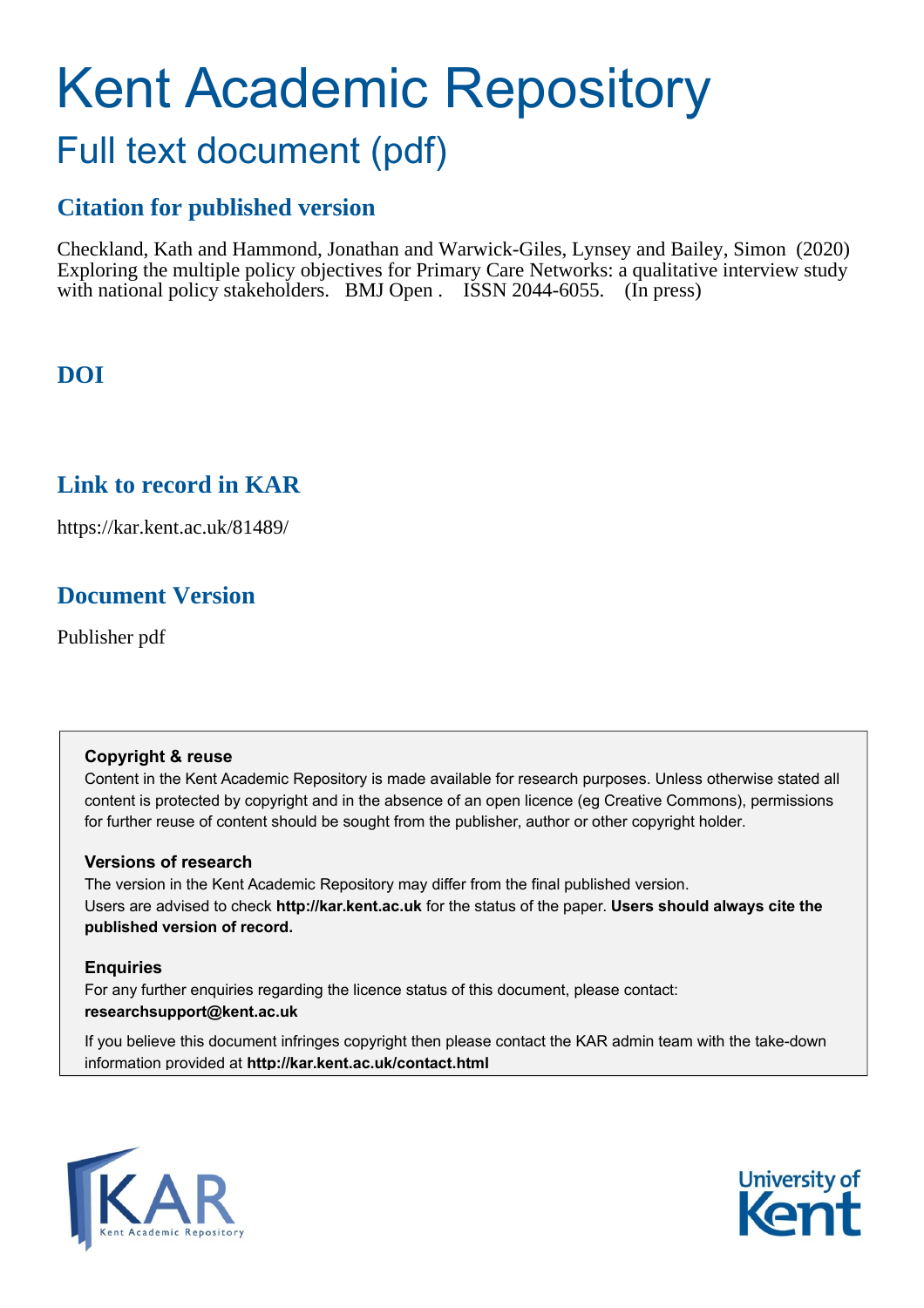# Kent Academic Repository

## Full text document (pdf)

### Citation for published version

Checkland, Kath and Hammond, Jonathan and Warwick-Giles, Lynsey and Bailey, Simon (2020) Exploring the multiple policy objectives for Primary Care Networks: a qualitative interview study with national policy stakeholders. BMJ Open . ISSN 2044-6055. (In press)

### DOI

### Link to record in KAR

https://kar.kent.ac.uk/81489/

### Document Version

Publisher pdf

**Copyright & reuse**

Content in the Kent Academic Repository is made available for research purposes. Unless otherwise stated all content is protected by copyright and in the absence of an open licence (eg Creative Commons), permissions for further reuse of content should be sought from the publisher, author or other copyright holder.

**Versions of research**

The version in the Kent Academic Repository may differ from the final published version. Users are advised to check **http://kar.kent.ac.uk** for the status of the paper. **Users should always cite the published version of record.**

**Enquiries**

For any further enquiries regarding the licence status of this document, please contact: **researchsupport@kent.ac.uk**

If you believe this document infringes copyright then please contact the KAR admin team with the take-down information provided at **http://kar.kent.ac.uk/contact.html**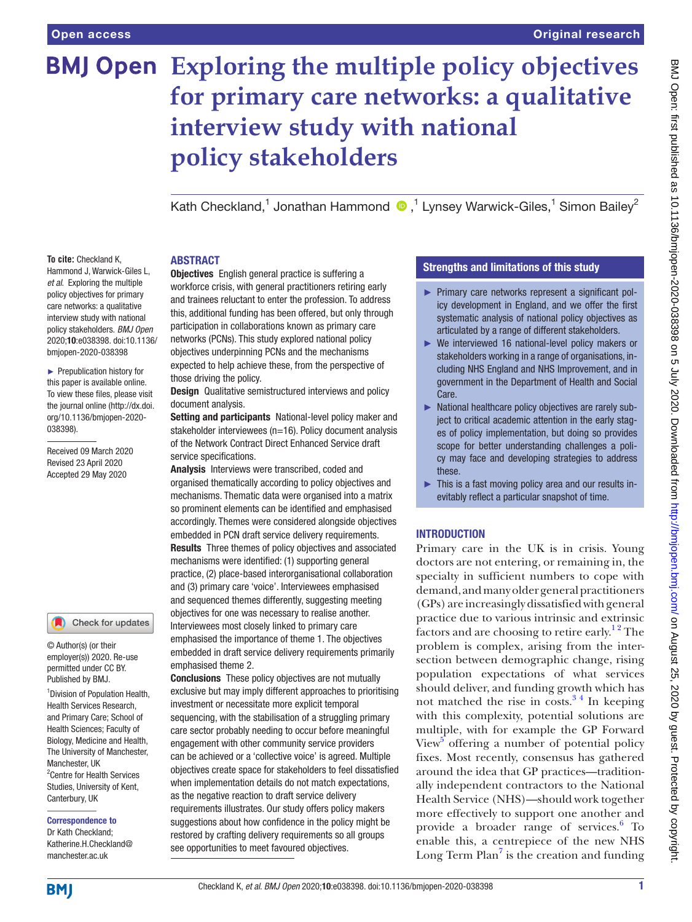# Exploring the multiple policy objectives for primary care networks: a qualitative interview study with national policy stakeholders

Kath Checkland,[1] Jonathan Hammond,[1] Lynsey Warwick-Giles,[1] Simon Bailey[2]

**To cite:** Checkland K, Hammond J, Warwick-Giles L, *et al*. Exploring the multiple policy objectives for primary care networks: a qualitative interview study with national policy stakeholders. *BMJ Open* 2020;**10**:e038398. doi:10.1136/bmjopen-2020-038398

► Prepublication history for this paper is available online. To view these files, please visit the journal online (http://dx.doi.org/10.1136/bmjopen-2020-038398).

Received 09 March 2020
Revised 23 April 2020
Accepted 29 May 2020

© Author(s) (or their employer(s)) 2020. Re-use permitted under CC BY. Published by BMJ.

[1]Division of Population Health, Health Services Research, and Primary Care; School of Health Sciences; Faculty of Biology, Medicine and Health, The University of Manchester, Manchester, UK
[2]Centre for Health Services Studies, University of Kent, Canterbury, UK

**Correspondence to**
Dr Kath Checkland;
Katherine.H.Checkland@manchester.ac.uk

## ABSTRACT

**Objectives** English general practice is suffering a workforce crisis, with general practitioners retiring early and trainees reluctant to enter the profession. To address this, additional funding has been offered, but only through participation in collaborations known as primary care networks (PCNs). This study explored national policy objectives underpinning PCNs and the mechanisms expected to help achieve these, from the perspective of those driving the policy.

**Design** Qualitative semistructured interviews and policy document analysis.

**Setting and participants** National-level policy maker and stakeholder interviewees (n=16). Policy document analysis of the Network Contract Direct Enhanced Service draft service specifications.

**Analysis** Interviews were transcribed, coded and organised thematically according to policy objectives and mechanisms. Thematic data were organised into a matrix so prominent elements can be identified and emphasised accordingly. Themes were considered alongside objectives embedded in PCN draft service delivery requirements.

**Results** Three themes of policy objectives and associated mechanisms were identified: (1) supporting general practice, (2) place-based interorganisational collaboration and (3) primary care 'voice'. Interviewees emphasised and sequenced themes differently, suggesting meeting objectives for one was necessary to realise another. Interviewees most closely linked to primary care emphasised the importance of theme 1. The objectives embedded in draft service delivery requirements primarily emphasised theme 2.

**Conclusions** These policy objectives are not mutually exclusive but may imply different approaches to prioritising investment or necessitate more explicit temporal sequencing, with the stabilisation of a struggling primary care sector probably needing to occur before meaningful engagement with other community service providers can be achieved or a 'collective voice' is agreed. Multiple objectives create space for stakeholders to feel dissatisfied when implementation details do not match expectations, as the negative reaction to draft service delivery requirements illustrates. Our study offers policy makers suggestions about how confidence in the policy might be restored by crafting delivery requirements so all groups see opportunities to meet favoured objectives.

## Strengths and limitations of this study

- ► Primary care networks represent a significant policy development in England, and we offer the first systematic analysis of national policy objectives as articulated by a range of different stakeholders.
- ► We interviewed 16 national-level policy makers or stakeholders working in a range of organisations, including NHS England and NHS Improvement, and in government in the Department of Health and Social Care.
- ► National healthcare policy objectives are rarely subject to critical academic attention in the early stages of policy implementation, but doing so provides scope for better understanding challenges a policy may face and developing strategies to address these.
- ► This is a fast moving policy area and our results inevitably reflect a particular snapshot of time.

## INTRODUCTION

Primary care in the UK is in crisis. Young doctors are not entering, or remaining in, the specialty in sufficient numbers to cope with demand, and many older general practitioners (GPs) are increasingly dissatisfied with general practice due to various intrinsic and extrinsic factors and are choosing to retire early.[1,2] The problem is complex, arising from the intersection between demographic change, rising population expectations of what services should deliver, and funding growth which has not matched the rise in costs.[3,4] In keeping with this complexity, potential solutions are multiple, with for example the GP Forward View[5] offering a number of potential policy fixes. Most recently, consensus has gathered around the idea that GP practices—traditionally independent contractors to the National Health Service (NHS)—should work together more effectively to support one another and provide a broader range of services.[6] To enable this, a centrepiece of the new NHS Long Term Plan[7] is the creation and funding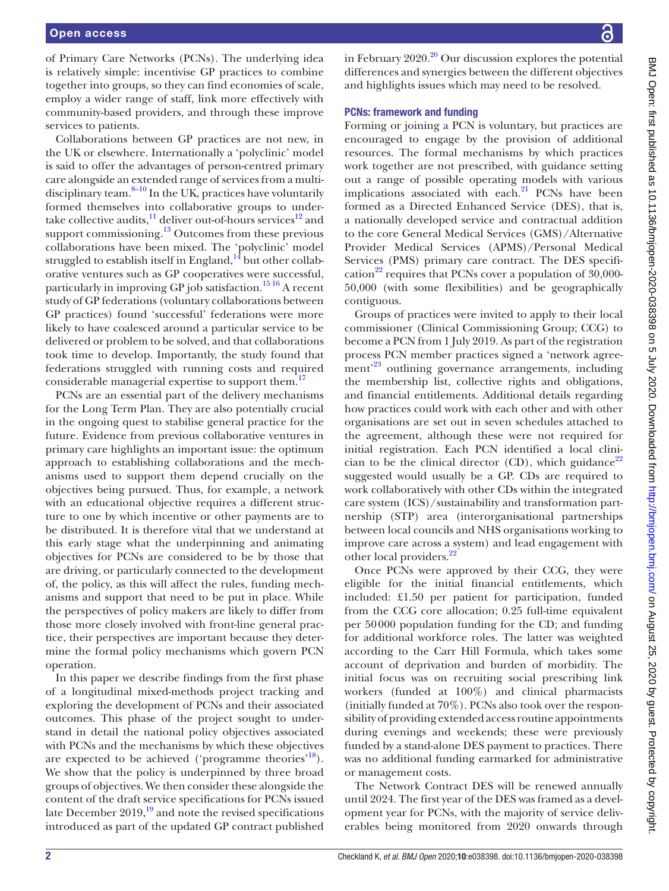of Primary Care Networks (PCNs). The underlying idea is relatively simple: incentivise GP practices to combine together into groups, so they can find economies of scale, employ a wider range of staff, link more effectively with community-based providers, and through these improve services to patients.

Collaborations between GP practices are not new, in the UK or elsewhere. Internationally a 'polyclinic' model is said to offer the advantages of person-centred primary care alongside an extended range of services from a multidisciplinary team.[8–10] In the UK, practices have voluntarily formed themselves into collaborative groups to undertake collective audits,[11] deliver out-of-hours services[12] and support commissioning.[13] Outcomes from these previous collaborations have been mixed. The 'polyclinic' model struggled to establish itself in England,[14] but other collaborative ventures such as GP cooperatives were successful, particularly in improving GP job satisfaction.[15 16] A recent study of GP federations (voluntary collaborations between GP practices) found 'successful' federations were more likely to have coalesced around a particular service to be delivered or problem to be solved, and that collaborations took time to develop. Importantly, the study found that federations struggled with running costs and required considerable managerial expertise to support them.[17]

PCNs are an essential part of the delivery mechanisms for the Long Term Plan. They are also potentially crucial in the ongoing quest to stabilise general practice for the future. Evidence from previous collaborative ventures in primary care highlights an important issue: the optimum approach to establishing collaborations and the mechanisms used to support them depend crucially on the objectives being pursued. Thus, for example, a network with an educational objective requires a different structure to one by which incentive or other payments are to be distributed. It is therefore vital that we understand at this early stage what the underpinning and animating objectives for PCNs are considered to be by those that are driving, or particularly connected to the development of, the policy, as this will affect the rules, funding mechanisms and support that need to be put in place. While the perspectives of policy makers are likely to differ from those more closely involved with front-line general practice, their perspectives are important because they determine the formal policy mechanisms which govern PCN operation.

In this paper we describe findings from the first phase of a longitudinal mixed-methods project tracking and exploring the development of PCNs and their associated outcomes. This phase of the project sought to understand in detail the national policy objectives associated with PCNs and the mechanisms by which these objectives are expected to be achieved ('programme theories'[18]). We show that the policy is underpinned by three broad groups of objectives. We then consider these alongside the content of the draft service specifications for PCNs issued late December 2019,[19] and note the revised specifications introduced as part of the updated GP contract published in February 2020.[20] Our discussion explores the potential differences and synergies between the different objectives and highlights issues which may need to be resolved.

## PCNs: framework and funding

Forming or joining a PCN is voluntary, but practices are encouraged to engage by the provision of additional resources. The formal mechanisms by which practices work together are not prescribed, with guidance setting out a range of possible operating models with various implications associated with each.[21] PCNs have been formed as a Directed Enhanced Service (DES), that is, a nationally developed service and contractual addition to the core General Medical Services (GMS)/Alternative Provider Medical Services (APMS)/Personal Medical Services (PMS) primary care contract. The DES specification[22] requires that PCNs cover a population of 30,000-50,000 (with some flexibilities) and be geographically contiguous.

Groups of practices were invited to apply to their local commissioner (Clinical Commissioning Group; CCG) to become a PCN from 1 July 2019. As part of the registration process PCN member practices signed a 'network agreement'[23] outlining governance arrangements, including the membership list, collective rights and obligations, and financial entitlements. Additional details regarding how practices could work with each other and with other organisations are set out in seven schedules attached to the agreement, although these were not required for initial registration. Each PCN identified a local clinician to be the clinical director (CD), which guidance[22] suggested would usually be a GP. CDs are required to work collaboratively with other CDs within the integrated care system (ICS)/sustainability and transformation partnership (STP) area (interorganisational partnerships between local councils and NHS organisations working to improve care across a system) and lead engagement with other local providers.[22]

Once PCNs were approved by their CCG, they were eligible for the initial financial entitlements, which included: £1.50 per patient for participation, funded from the CCG core allocation; 0.25 full-time equivalent per 50 000 population funding for the CD; and funding for additional workforce roles. The latter was weighted according to the Carr Hill Formula, which takes some account of deprivation and burden of morbidity. The initial focus was on recruiting social prescribing link workers (funded at 100%) and clinical pharmacists (initially funded at 70%). PCNs also took over the responsibility of providing extended access routine appointments during evenings and weekends; these were previously funded by a stand-alone DES payment to practices. There was no additional funding earmarked for administrative or management costs.

The Network Contract DES will be renewed annually until 2024. The first year of the DES was framed as a development year for PCNs, with the majority of service deliverables being monitored from 2020 onwards through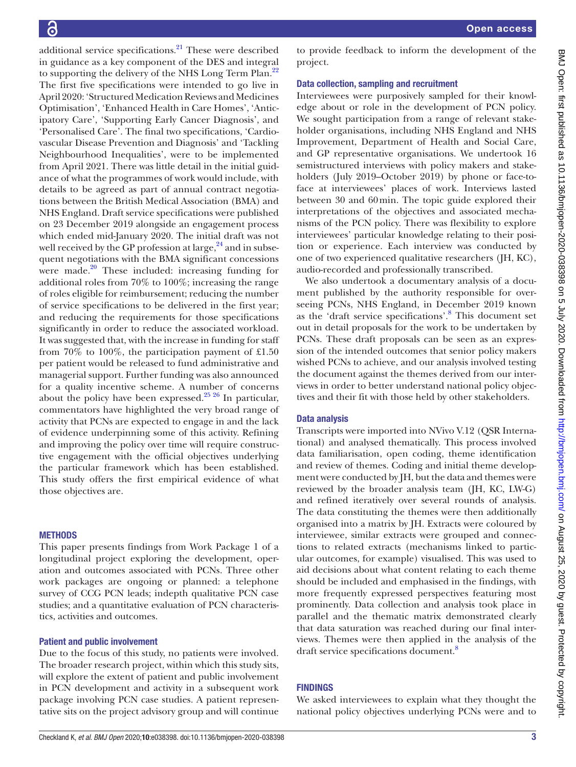additional service specifications.[21] These were described in guidance as a key component of the DES and integral to supporting the delivery of the NHS Long Term Plan.[22] The first five specifications were intended to go live in April 2020: 'Structured Medication Reviews and Medicines Optimisation', 'Enhanced Health in Care Homes', 'Anticipatory Care', 'Supporting Early Cancer Diagnosis', and 'Personalised Care'. The final two specifications, 'Cardiovascular Disease Prevention and Diagnosis' and 'Tackling Neighbourhood Inequalities', were to be implemented from April 2021. There was little detail in the initial guidance of what the programmes of work would include, with details to be agreed as part of annual contract negotiations between the British Medical Association (BMA) and NHS England. Draft service specifications were published on 23 December 2019 alongside an engagement process which ended mid-January 2020. The initial draft was not well received by the GP profession at large,[24] and in subsequent negotiations with the BMA significant concessions were made.[20] These included: increasing funding for additional roles from 70% to 100%; increasing the range of roles eligible for reimbursement; reducing the number of service specifications to be delivered in the first year; and reducing the requirements for those specifications significantly in order to reduce the associated workload. It was suggested that, with the increase in funding for staff from 70% to 100%, the participation payment of £1.50 per patient would be released to fund administrative and managerial support. Further funding was also announced for a quality incentive scheme. A number of concerns about the policy have been expressed.[25 26] In particular, commentators have highlighted the very broad range of activity that PCNs are expected to engage in and the lack of evidence underpinning some of this activity. Refining and improving the policy over time will require constructive engagement with the official objectives underlying the particular framework which has been established. This study offers the first empirical evidence of what those objectives are.

## METHODS

This paper presents findings from Work Package 1 of a longitudinal project exploring the development, operation and outcomes associated with PCNs. Three other work packages are ongoing or planned: a telephone survey of CCG PCN leads; indepth qualitative PCN case studies; and a quantitative evaluation of PCN characteristics, activities and outcomes.

### Patient and public involvement

Due to the focus of this study, no patients were involved. The broader research project, within which this study sits, will explore the extent of patient and public involvement in PCN development and activity in a subsequent work package involving PCN case studies. A patient representative sits on the project advisory group and will continue to provide feedback to inform the development of the project.

### Data collection, sampling and recruitment

Interviewees were purposively sampled for their knowledge about or role in the development of PCN policy. We sought participation from a range of relevant stakeholder organisations, including NHS England and NHS Improvement, Department of Health and Social Care, and GP representative organisations. We undertook 16 semistructured interviews with policy makers and stakeholders (July 2019–October 2019) by phone or face-to-face at interviewees' places of work. Interviews lasted between 30 and 60 min. The topic guide explored their interpretations of the objectives and associated mechanisms of the PCN policy. There was flexibility to explore interviewees' particular knowledge relating to their position or experience. Each interview was conducted by one of two experienced qualitative researchers (JH, KC), audio-recorded and professionally transcribed.

We also undertook a documentary analysis of a document published by the authority responsible for overseeing PCNs, NHS England, in December 2019 known as the 'draft service specifications'.[8] This document set out in detail proposals for the work to be undertaken by PCNs. These draft proposals can be seen as an expression of the intended outcomes that senior policy makers wished PCNs to achieve, and our analysis involved testing the document against the themes derived from our interviews in order to better understand national policy objectives and their fit with those held by other stakeholders.

### Data analysis

Transcripts were imported into NVivo V.12 (QSR International) and analysed thematically. This process involved data familiarisation, open coding, theme identification and review of themes. Coding and initial theme development were conducted by JH, but the data and themes were reviewed by the broader analysis team (JH, KC, LW-G) and refined iteratively over several rounds of analysis. The data constituting the themes were then additionally organised into a matrix by JH. Extracts were coloured by interviewee, similar extracts were grouped and connections to related extracts (mechanisms linked to particular outcomes, for example) visualised. This was used to aid decisions about what content relating to each theme should be included and emphasised in the findings, with more frequently expressed perspectives featuring most prominently. Data collection and analysis took place in parallel and the thematic matrix demonstrated clearly that data saturation was reached during our final interviews. Themes were then applied in the analysis of the draft service specifications document.[8]

## FINDINGS

We asked interviewees to explain what they thought the national policy objectives underlying PCNs were and to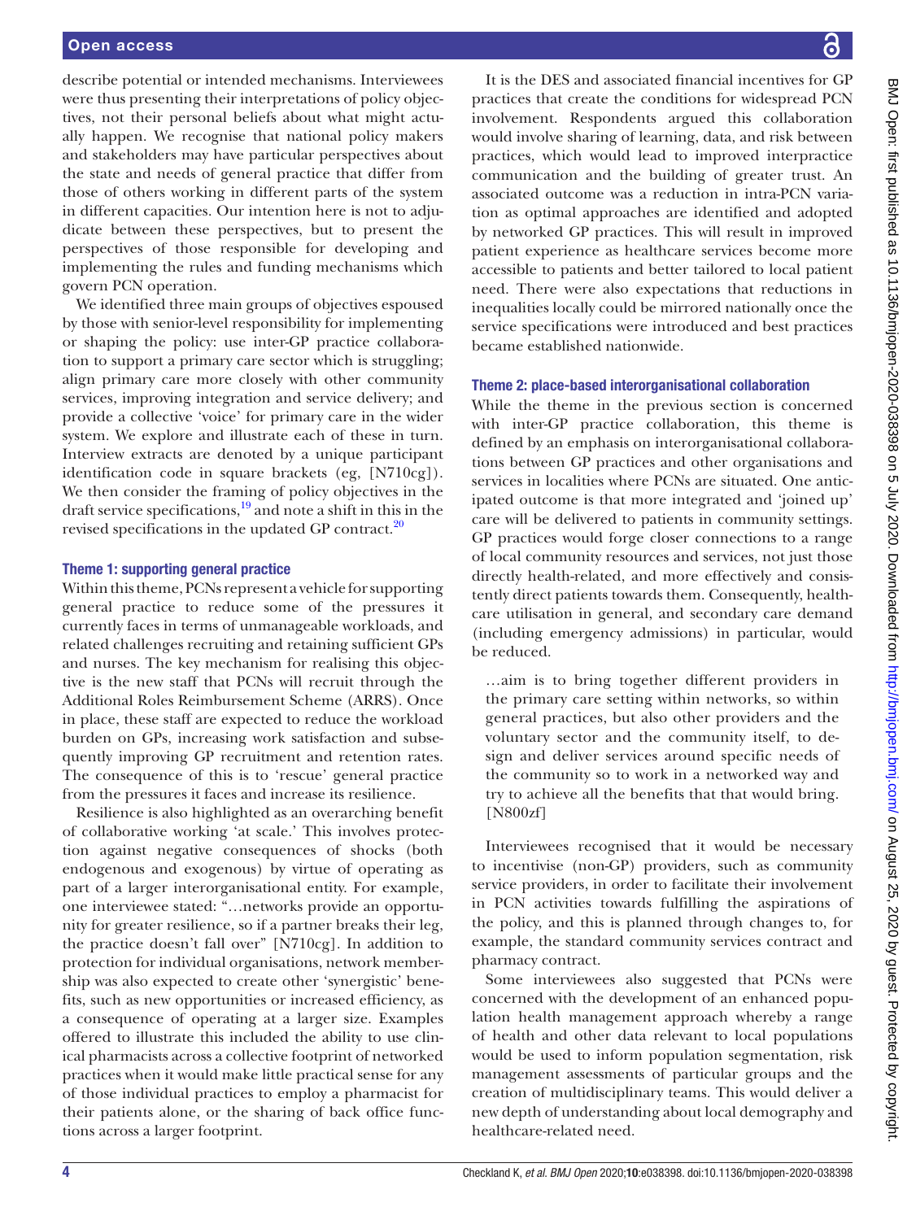describe potential or intended mechanisms. Interviewees were thus presenting their interpretations of policy objectives, not their personal beliefs about what might actually happen. We recognise that national policy makers and stakeholders may have particular perspectives about the state and needs of general practice that differ from those of others working in different parts of the system in different capacities. Our intention here is not to adjudicate between these perspectives, but to present the perspectives of those responsible for developing and implementing the rules and funding mechanisms which govern PCN operation.

We identified three main groups of objectives espoused by those with senior-level responsibility for implementing or shaping the policy: use inter-GP practice collaboration to support a primary care sector which is struggling; align primary care more closely with other community services, improving integration and service delivery; and provide a collective 'voice' for primary care in the wider system. We explore and illustrate each of these in turn. Interview extracts are denoted by a unique participant identification code in square brackets (eg, [N710cg]). We then consider the framing of policy objectives in the draft service specifications,[19] and note a shift in this in the revised specifications in the updated GP contract.[20]

### Theme 1: supporting general practice

Within this theme, PCNs represent a vehicle for supporting general practice to reduce some of the pressures it currently faces in terms of unmanageable workloads, and related challenges recruiting and retaining sufficient GPs and nurses. The key mechanism for realising this objective is the new staff that PCNs will recruit through the Additional Roles Reimbursement Scheme (ARRS). Once in place, these staff are expected to reduce the workload burden on GPs, increasing work satisfaction and subsequently improving GP recruitment and retention rates. The consequence of this is to 'rescue' general practice from the pressures it faces and increase its resilience.

Resilience is also highlighted as an overarching benefit of collaborative working 'at scale.' This involves protection against negative consequences of shocks (both endogenous and exogenous) by virtue of operating as part of a larger interorganisational entity. For example, one interviewee stated: "…networks provide an opportunity for greater resilience, so if a partner breaks their leg, the practice doesn't fall over" [N710cg]. In addition to protection for individual organisations, network membership was also expected to create other 'synergistic' benefits, such as new opportunities or increased efficiency, as a consequence of operating at a larger size. Examples offered to illustrate this included the ability to use clinical pharmacists across a collective footprint of networked practices when it would make little practical sense for any of those individual practices to employ a pharmacist for their patients alone, or the sharing of back office functions across a larger footprint.

It is the DES and associated financial incentives for GP practices that create the conditions for widespread PCN involvement. Respondents argued this collaboration would involve sharing of learning, data, and risk between practices, which would lead to improved interpractice communication and the building of greater trust. An associated outcome was a reduction in intra-PCN variation as optimal approaches are identified and adopted by networked GP practices. This will result in improved patient experience as healthcare services become more accessible to patients and better tailored to local patient need. There were also expectations that reductions in inequalities locally could be mirrored nationally once the service specifications were introduced and best practices became established nationwide.

### Theme 2: place-based interorganisational collaboration

While the theme in the previous section is concerned with inter-GP practice collaboration, this theme is defined by an emphasis on interorganisational collaborations between GP practices and other organisations and services in localities where PCNs are situated. One anticipated outcome is that more integrated and 'joined up' care will be delivered to patients in community settings. GP practices would forge closer connections to a range of local community resources and services, not just those directly health-related, and more effectively and consistently direct patients towards them. Consequently, healthcare utilisation in general, and secondary care demand (including emergency admissions) in particular, would be reduced.

> …aim is to bring together different providers in the primary care setting within networks, so within general practices, but also other providers and the voluntary sector and the community itself, to design and deliver services around specific needs of the community so to work in a networked way and try to achieve all the benefits that that would bring. [N800zf]

Interviewees recognised that it would be necessary to incentivise (non-GP) providers, such as community service providers, in order to facilitate their involvement in PCN activities towards fulfilling the aspirations of the policy, and this is planned through changes to, for example, the standard community services contract and pharmacy contract.

Some interviewees also suggested that PCNs were concerned with the development of an enhanced population health management approach whereby a range of health and other data relevant to local populations would be used to inform population segmentation, risk management assessments of particular groups and the creation of multidisciplinary teams. This would deliver a new depth of understanding about local demography and healthcare-related need.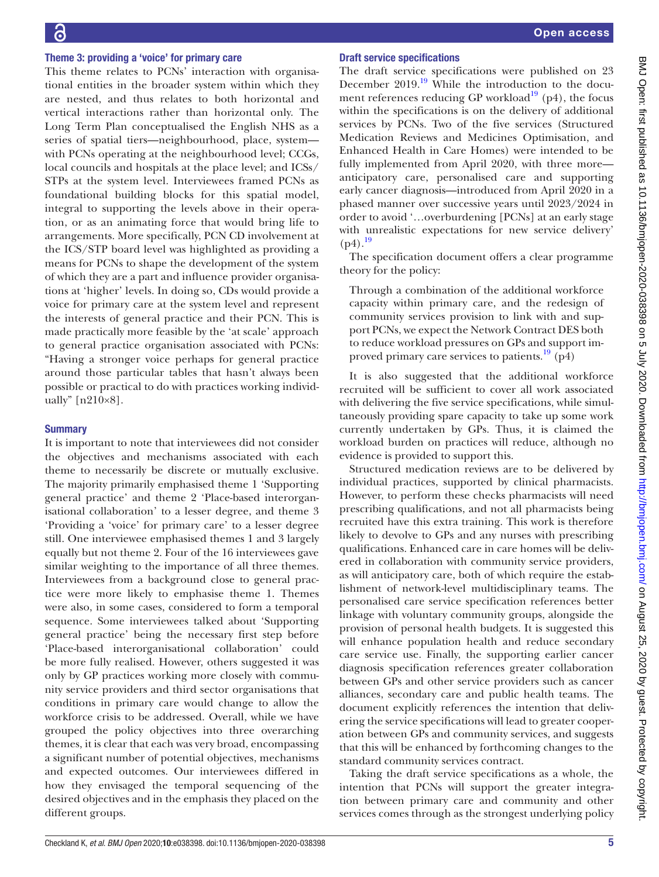### Theme 3: providing a 'voice' for primary care

This theme relates to PCNs' interaction with organisational entities in the broader system within which they are nested, and thus relates to both horizontal and vertical interactions rather than horizontal only. The Long Term Plan conceptualised the English NHS as a series of spatial tiers—neighbourhood, place, system—with PCNs operating at the neighbourhood level; CCGs, local councils and hospitals at the place level; and ICSs/STPs at the system level. Interviewees framed PCNs as foundational building blocks for this spatial model, integral to supporting the levels above in their operation, or as an animating force that would bring life to arrangements. More specifically, PCN CD involvement at the ICS/STP board level was highlighted as providing a means for PCNs to shape the development of the system of which they are a part and influence provider organisations at 'higher' levels. In doing so, CDs would provide a voice for primary care at the system level and represent the interests of general practice and their PCN. This is made practically more feasible by the 'at scale' approach to general practice organisation associated with PCNs: "Having a stronger voice perhaps for general practice around those particular tables that hasn't always been possible or practical to do with practices working individually" [n210×8].

### Summary

It is important to note that interviewees did not consider the objectives and mechanisms associated with each theme to necessarily be discrete or mutually exclusive. The majority primarily emphasised theme 1 'Supporting general practice' and theme 2 'Place-based interorganisational collaboration' to a lesser degree, and theme 3 'Providing a 'voice' for primary care' to a lesser degree still. One interviewee emphasised themes 1 and 3 largely equally but not theme 2. Four of the 16 interviewees gave similar weighting to the importance of all three themes. Interviewees from a background close to general practice were more likely to emphasise theme 1. Themes were also, in some cases, considered to form a temporal sequence. Some interviewees talked about 'Supporting general practice' being the necessary first step before 'Place-based interorganisational collaboration' could be more fully realised. However, others suggested it was only by GP practices working more closely with community service providers and third sector organisations that conditions in primary care would change to allow the workforce crisis to be addressed. Overall, while we have grouped the policy objectives into three overarching themes, it is clear that each was very broad, encompassing a significant number of potential objectives, mechanisms and expected outcomes. Our interviewees differed in how they envisaged the temporal sequencing of the desired objectives and in the emphasis they placed on the different groups.

### Draft service specifications

The draft service specifications were published on 23 December 2019.[19] While the introduction to the document references reducing GP workload[19] (p4), the focus within the specifications is on the delivery of additional services by PCNs. Two of the five services (Structured Medication Reviews and Medicines Optimisation, and Enhanced Health in Care Homes) were intended to be fully implemented from April 2020, with three more—anticipatory care, personalised care and supporting early cancer diagnosis—introduced from April 2020 in a phased manner over successive years until 2023/2024 in order to avoid '…overburdening [PCNs] at an early stage with unrealistic expectations for new service delivery' (p4).[19]

The specification document offers a clear programme theory for the policy:

> Through a combination of the additional workforce capacity within primary care, and the redesign of community services provision to link with and support PCNs, we expect the Network Contract DES both to reduce workload pressures on GPs and support improved primary care services to patients.[19] (p4)

It is also suggested that the additional workforce recruited will be sufficient to cover all work associated with delivering the five service specifications, while simultaneously providing spare capacity to take up some work currently undertaken by GPs. Thus, it is claimed the workload burden on practices will reduce, although no evidence is provided to support this.

Structured medication reviews are to be delivered by individual practices, supported by clinical pharmacists. However, to perform these checks pharmacists will need prescribing qualifications, and not all pharmacists being recruited have this extra training. This work is therefore likely to devolve to GPs and any nurses with prescribing qualifications. Enhanced care in care homes will be delivered in collaboration with community service providers, as will anticipatory care, both of which require the establishment of network-level multidisciplinary teams. The personalised care service specification references better linkage with voluntary community groups, alongside the provision of personal health budgets. It is suggested this will enhance population health and reduce secondary care service use. Finally, the supporting earlier cancer diagnosis specification references greater collaboration between GPs and other service providers such as cancer alliances, secondary care and public health teams. The document explicitly references the intention that delivering the service specifications will lead to greater cooperation between GPs and community services, and suggests that this will be enhanced by forthcoming changes to the standard community services contract.

Taking the draft service specifications as a whole, the intention that PCNs will support the greater integration between primary care and community and other services comes through as the strongest underlying policy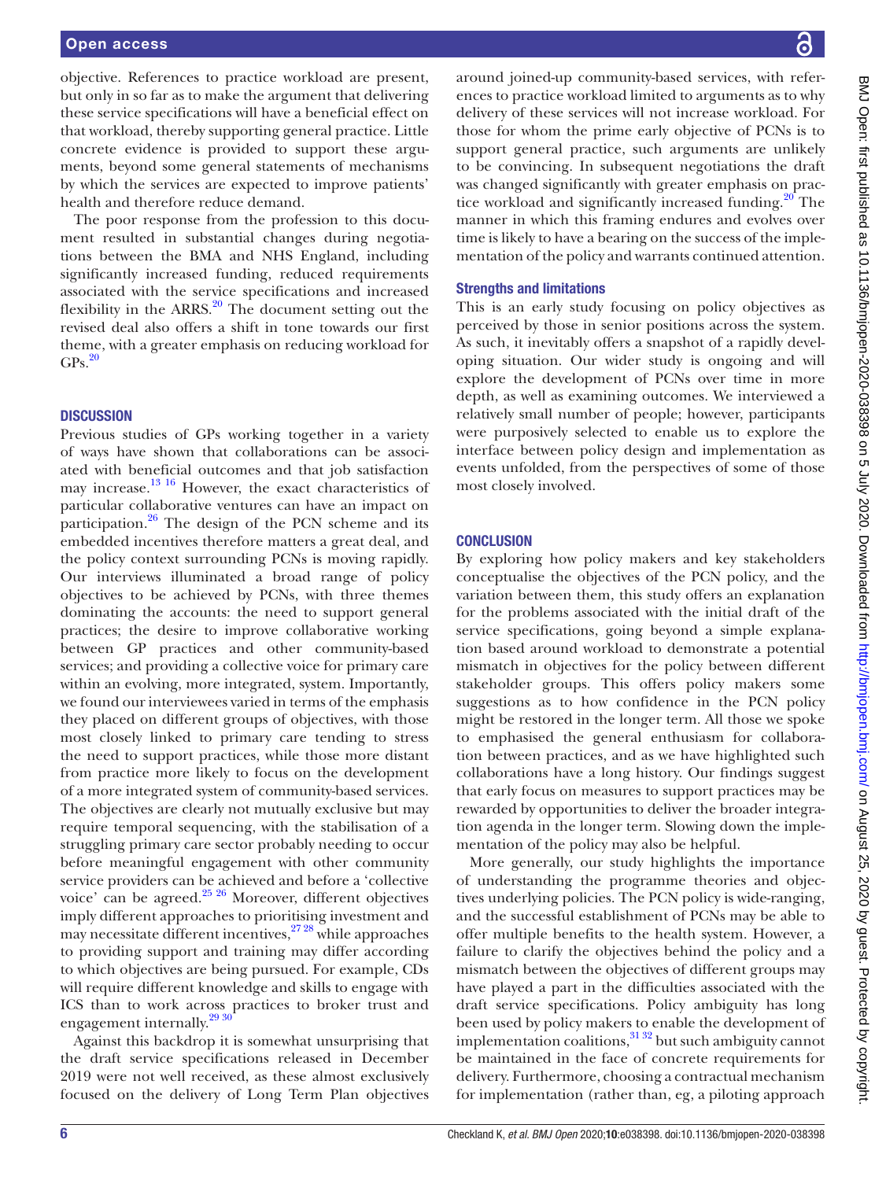objective. References to practice workload are present, but only in so far as to make the argument that delivering these service specifications will have a beneficial effect on that workload, thereby supporting general practice. Little concrete evidence is provided to support these arguments, beyond some general statements of mechanisms by which the services are expected to improve patients' health and therefore reduce demand.

The poor response from the profession to this document resulted in substantial changes during negotiations between the BMA and NHS England, including significantly increased funding, reduced requirements associated with the service specifications and increased flexibility in the ARRS.[20] The document setting out the revised deal also offers a shift in tone towards our first theme, with a greater emphasis on reducing workload for GPs.[20]

## DISCUSSION

Previous studies of GPs working together in a variety of ways have shown that collaborations can be associated with beneficial outcomes and that job satisfaction may increase.[13 16] However, the exact characteristics of particular collaborative ventures can have an impact on participation.[26] The design of the PCN scheme and its embedded incentives therefore matters a great deal, and the policy context surrounding PCNs is moving rapidly. Our interviews illuminated a broad range of policy objectives to be achieved by PCNs, with three themes dominating the accounts: the need to support general practices; the desire to improve collaborative working between GP practices and other community-based services; and providing a collective voice for primary care within an evolving, more integrated, system. Importantly, we found our interviewees varied in terms of the emphasis they placed on different groups of objectives, with those most closely linked to primary care tending to stress the need to support practices, while those more distant from practice more likely to focus on the development of a more integrated system of community-based services. The objectives are clearly not mutually exclusive but may require temporal sequencing, with the stabilisation of a struggling primary care sector probably needing to occur before meaningful engagement with other community service providers can be achieved and before a 'collective voice' can be agreed.[25 26] Moreover, different objectives imply different approaches to prioritising investment and may necessitate different incentives,[27 28] while approaches to providing support and training may differ according to which objectives are being pursued. For example, CDs will require different knowledge and skills to engage with ICS than to work across practices to broker trust and engagement internally.[29 30]

Against this backdrop it is somewhat unsurprising that the draft service specifications released in December 2019 were not well received, as these almost exclusively focused on the delivery of Long Term Plan objectives around joined-up community-based services, with references to practice workload limited to arguments as to why delivery of these services will not increase workload. For those for whom the prime early objective of PCNs is to support general practice, such arguments are unlikely to be convincing. In subsequent negotiations the draft was changed significantly with greater emphasis on practice workload and significantly increased funding.[20] The manner in which this framing endures and evolves over time is likely to have a bearing on the success of the implementation of the policy and warrants continued attention.

### Strengths and limitations

This is an early study focusing on policy objectives as perceived by those in senior positions across the system. As such, it inevitably offers a snapshot of a rapidly developing situation. Our wider study is ongoing and will explore the development of PCNs over time in more depth, as well as examining outcomes. We interviewed a relatively small number of people; however, participants were purposively selected to enable us to explore the interface between policy design and implementation as events unfolded, from the perspectives of some of those most closely involved.

## CONCLUSION

By exploring how policy makers and key stakeholders conceptualise the objectives of the PCN policy, and the variation between them, this study offers an explanation for the problems associated with the initial draft of the service specifications, going beyond a simple explanation based around workload to demonstrate a potential mismatch in objectives for the policy between different stakeholder groups. This offers policy makers some suggestions as to how confidence in the PCN policy might be restored in the longer term. All those we spoke to emphasised the general enthusiasm for collaboration between practices, and as we have highlighted such collaborations have a long history. Our findings suggest that early focus on measures to support practices may be rewarded by opportunities to deliver the broader integration agenda in the longer term. Slowing down the implementation of the policy may also be helpful.

More generally, our study highlights the importance of understanding the programme theories and objectives underlying policies. The PCN policy is wide-ranging, and the successful establishment of PCNs may be able to offer multiple benefits to the health system. However, a failure to clarify the objectives behind the policy and a mismatch between the objectives of different groups may have played a part in the difficulties associated with the draft service specifications. Policy ambiguity has long been used by policy makers to enable the development of implementation coalitions,[31 32] but such ambiguity cannot be maintained in the face of concrete requirements for delivery. Furthermore, choosing a contractual mechanism for implementation (rather than, eg, a piloting approach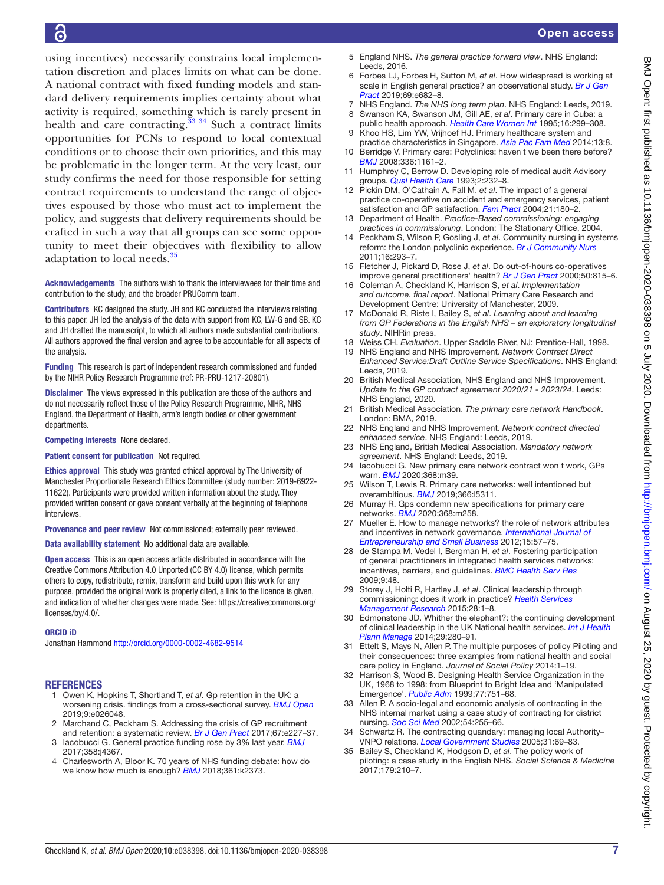using incentives) necessarily constrains local implementation discretion and places limits on what can be done. A national contract with fixed funding models and standard delivery requirements implies certainty about what activity is required, something which is rarely present in health and care contracting.[33 34] Such a contract limits opportunities for PCNs to respond to local contextual conditions or to choose their own priorities, and this may be problematic in the longer term. At the very least, our study confirms the need for those responsible for setting contract requirements to understand the range of objectives espoused by those who must act to implement the policy, and suggests that delivery requirements should be crafted in such a way that all groups can see some opportunity to meet their objectives with flexibility to allow adaptation to local needs.[35]

**Acknowledgements** The authors wish to thank the interviewees for their time and contribution to the study, and the broader PRUComm team.

**Contributors** KC designed the study. JH and KC conducted the interviews relating to this paper. JH led the analysis of the data with support from KC, LW-G and SB. KC and JH drafted the manuscript, to which all authors made substantial contributions. All authors approved the final version and agree to be accountable for all aspects of the analysis.

**Funding** This research is part of independent research commissioned and funded by the NIHR Policy Research Programme (ref: PR-PRU-1217-20801).

**Disclaimer** The views expressed in this publication are those of the authors and do not necessarily reflect those of the Policy Research Programme, NIHR, NHS England, the Department of Health, arm's length bodies or other government departments.

**Competing interests** None declared.

**Patient consent for publication** Not required.

**Ethics approval** This study was granted ethical approval by The University of Manchester Proportionate Research Ethics Committee (study number: 2019-6922-11622). Participants were provided written information about the study. They provided written consent or gave consent verbally at the beginning of telephone interviews.

**Provenance and peer review** Not commissioned; externally peer reviewed.

**Data availability statement** No additional data are available.

**Open access** This is an open access article distributed in accordance with the Creative Commons Attribution 4.0 Unported (CC BY 4.0) license, which permits others to copy, redistribute, remix, transform and build upon this work for any purpose, provided the original work is properly cited, a link to the licence is given, and indication of whether changes were made. See: https://creativecommons.org/licenses/by/4.0/.

### ORCID iD

Jonathan Hammond http://orcid.org/0000-0002-4682-9514

## REFERENCES

1. Owen K, Hopkins T, Shortland T, *et al*. Gp retention in the UK: a worsening crisis. findings from a cross-sectional survey. *BMJ Open* 2019;9:e026048.
2. Marchand C, Peckham S. Addressing the crisis of GP recruitment and retention: a systematic review. *Br J Gen Pract* 2017;67:e227–37.
3. Iacobucci G. General practice funding rose by 3% last year. *BMJ* 2017;358:j4367.
4. Charlesworth A, Bloor K. 70 years of NHS funding debate: how do we know how much is enough? *BMJ* 2018;361:k2373.
5. England NHS. *The general practice forward view*. NHS England: Leeds, 2016.
6. Forbes LJ, Forbes H, Sutton M, *et al*. How widespread is working at scale in English general practice? an observational study. *Br J Gen Pract* 2019;69:e682–8.
7. NHS England. *The NHS long term plan*. NHS England: Leeds, 2019.
8. Swanson KA, Swanson JM, Gill AE, *et al*. Primary care in Cuba: a public health approach. *Health Care Women Int* 1995;16:299–308.
9. Khoo HS, Lim YW, Vrijhoef HJ. Primary healthcare system and practice characteristics in Singapore. *Asia Pac Fam Med* 2014;13:8.
10. Berridge V. Primary care: Polyclinics: haven't we been there before? *BMJ* 2008;336:1161–2.
11. Humphrey C, Berrow D. Developing role of medical audit Advisory groups. *Qual Health Care* 1993;2:232–8.
12. Pickin DM, O'Cathain A, Fall M, *et al*. The impact of a general practice co-operative on accident and emergency services, patient satisfaction and GP satisfaction. *Fam Pract* 2004;21:180–2.
13. Department of Health. *Practice-Based commissioning: engaging practices in commissioning*. London: The Stationary Office, 2004.
14. Peckham S, Wilson P, Gosling J, *et al*. Community nursing in systems reform: the London polyclinic experience. *Br J Community Nurs* 2011;16:293–7.
15. Fletcher J, Pickard D, Rose J, *et al*. Do out-of-hours co-operatives improve general practitioners' health? *Br J Gen Pract* 2000;50:815–6.
16. Coleman A, Checkland K, Harrison S, *et al*. *Implementation and outcome. final report*. National Primary Care Research and Development Centre: University of Manchester, 2009.
17. McDonald R, Riste I, Bailey S, *et al*. *Learning about and learning from GP Federations in the English NHS – an exploratory longitudinal study*. NIHRin press.
18. Weiss CH. *Evaluation*. Upper Saddle River, NJ: Prentice-Hall, 1998.
19. NHS England and NHS Improvement. *Network Contract Direct Enhanced Service:Draft Outline Service Specifications*. NHS England: Leeds, 2019.
20. British Medical Association, NHS England and NHS Improvement. *Update to the GP contract agreement 2020/21 - 2023/24*. Leeds: NHS England, 2020.
21. British Medical Association. *The primary care network Handbook*. London: BMA, 2019.
22. NHS England and NHS Improvement. *Network contract directed enhanced service*. NHS England: Leeds, 2019.
23. NHS England, British Medical Association. *Mandatory network agreement*. NHS England: Leeds, 2019.
24. Iacobucci G. New primary care network contract won't work, GPs warn. *BMJ* 2020;368:m39.
25. Wilson T, Lewis R. Primary care networks: well intentioned but overambitious. *BMJ* 2019;366:l5311.
26. Murray R. Gps condemn new specifications for primary care networks. *BMJ* 2020;368:m258.
27. Mueller E. How to manage networks? the role of network attributes and incentives in network governance. *International Journal of Entrepreneurship and Small Business* 2012;15:57–75.
28. de Stampa M, Vedel I, Bergman H, *et al*. Fostering participation of general practitioners in integrated health services networks: incentives, barriers, and guidelines. *BMC Health Serv Res* 2009;9:48.
29. Storey J, Holti R, Hartley J, *et al*. Clinical leadership through commissioning: does it work in practice? *Health Services Management Research* 2015;28:1–8.
30. Edmonstone JD. Whither the elephant?: the continuing development of clinical leadership in the UK National health services. *Int J Health Plann Manage* 2014;29:280–91.
31. Ettelt S, Mays N, Allen P. The multiple purposes of policy Piloting and their consequences: three examples from national health and social care policy in England. *Journal of Social Policy* 2014:1–19.
32. Harrison S, Wood B. Designing Health Service Organization in the UK, 1968 to 1998: from Blueprint to Bright Idea and 'Manipulated Emergence'. *Public Adm* 1999;77:751–68.
33. Allen P. A socio-legal and economic analysis of contracting in the NHS internal market using a case study of contracting for district nursing. *Soc Sci Med* 2002;54:255–66.
34. Schwartz R. The contracting quandary: managing local Authority–VNPO relations. *Local Government Studies* 2005;31:69–83.
35. Bailey S, Checkland K, Hodgson D, *et al*. The policy work of piloting: a case study in the English NHS. *Social Science & Medicine* 2017;179:210–7.